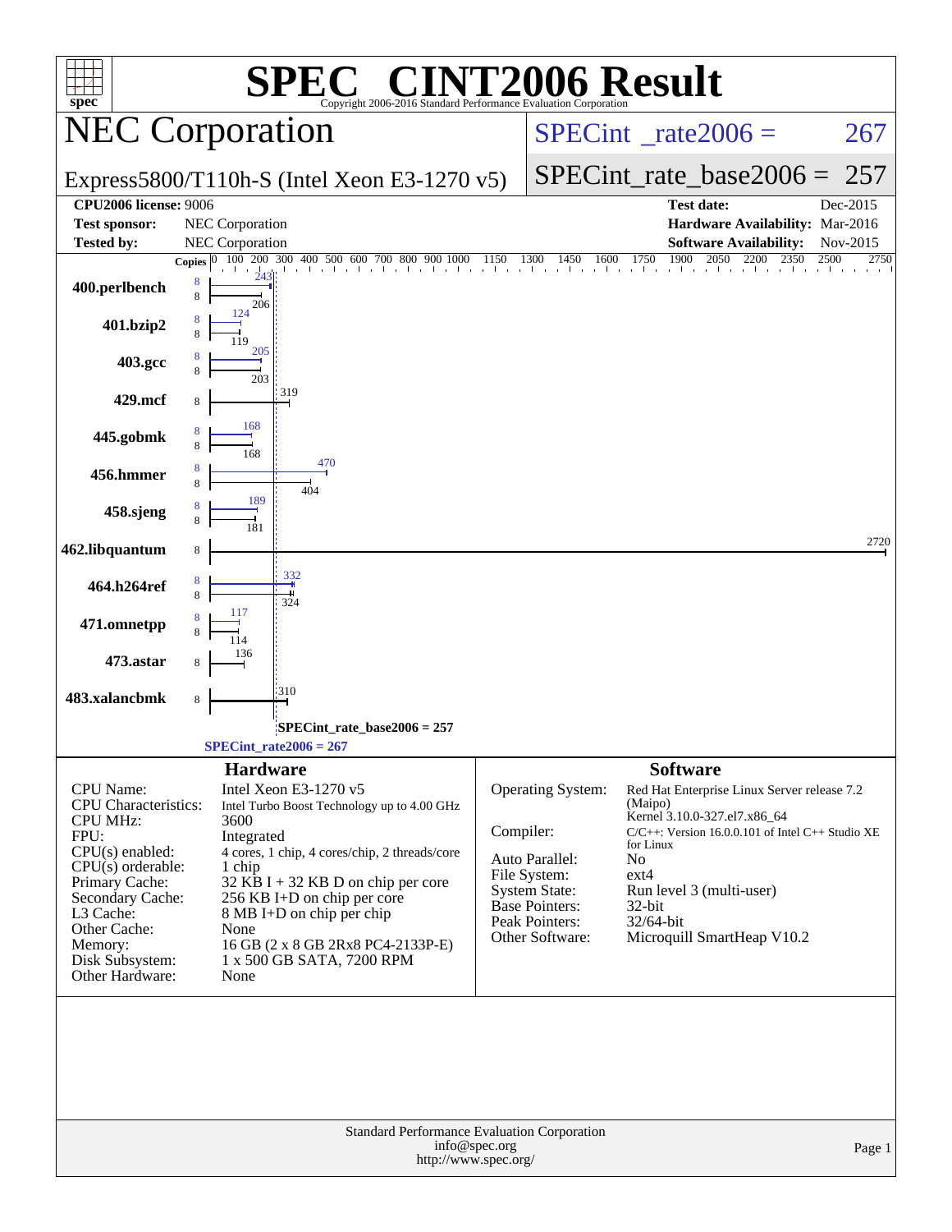# SPEC CINT2006 Result

Copyright 2006-2016 Standard Performance Evaluation Corporation

## NEC Corporation

Express5800/T110h-S (Intel Xeon E3-1270 v5)

SPECint_rate2006 = 267

SPECint_rate_base2006 = 257

| | | | |
|---|---|---|---|
| **CPU2006 license:** 9006 | | **Test date:** | Dec-2015 |
| **Test sponsor:** | NEC Corporation | **Hardware Availability:** | Mar-2016 |
| **Tested by:** | NEC Corporation | **Software Availability:** | Nov-2015 |

| Benchmark | Copies (peak) | Peak | Copies (base) | Base |
|---|---|---|---|---|
| 400.perlbench | 8 | 243 | 8 | 206 |
| 401.bzip2 | 8 | 124 | 8 | 119 |
| 403.gcc | 8 | 205 | 8 | 203 |
| 429.mcf | | | 8 | 319 |
| 445.gobmk | 8 | 168 | 8 | 168 |
| 456.hmmer | 8 | 470 | 8 | 404 |
| 458.sjeng | 8 | 189 | 8 | 181 |
| 462.libquantum | | | 8 | 2720 |
| 464.h264ref | 8 | 332 | 8 | 324 |
| 471.omnetpp | 8 | 117 | 8 | 114 |
| 473.astar | | | 8 | 136 |
| 483.xalancbmk | | | 8 | 310 |

SPECint_rate_base2006 = 257

SPECint_rate2006 = 267

### Hardware

| | |
|---|---|
| CPU Name: | Intel Xeon E3-1270 v5 |
| CPU Characteristics: | Intel Turbo Boost Technology up to 4.00 GHz |
| CPU MHz: | 3600 |
| FPU: | Integrated |
| CPU(s) enabled: | 4 cores, 1 chip, 4 cores/chip, 2 threads/core |
| CPU(s) orderable: | 1 chip |
| Primary Cache: | 32 KB I + 32 KB D on chip per core |
| Secondary Cache: | 256 KB I+D on chip per core |
| L3 Cache: | 8 MB I+D on chip per chip |
| Other Cache: | None |
| Memory: | 16 GB (2 x 8 GB 2Rx8 PC4-2133P-E) |
| Disk Subsystem: | 1 x 500 GB SATA, 7200 RPM |
| Other Hardware: | None |

### Software

| | |
|---|---|
| Operating System: | Red Hat Enterprise Linux Server release 7.2 (Maipo) Kernel 3.10.0-327.el7.x86_64 |
| Compiler: | C/C++: Version 16.0.0.101 of Intel C++ Studio XE for Linux |
| Auto Parallel: | No |
| File System: | ext4 |
| System State: | Run level 3 (multi-user) |
| Base Pointers: | 32-bit |
| Peak Pointers: | 32/64-bit |
| Other Software: | Microquill SmartHeap V10.2 |

Standard Performance Evaluation Corporation
info@spec.org
http://www.spec.org/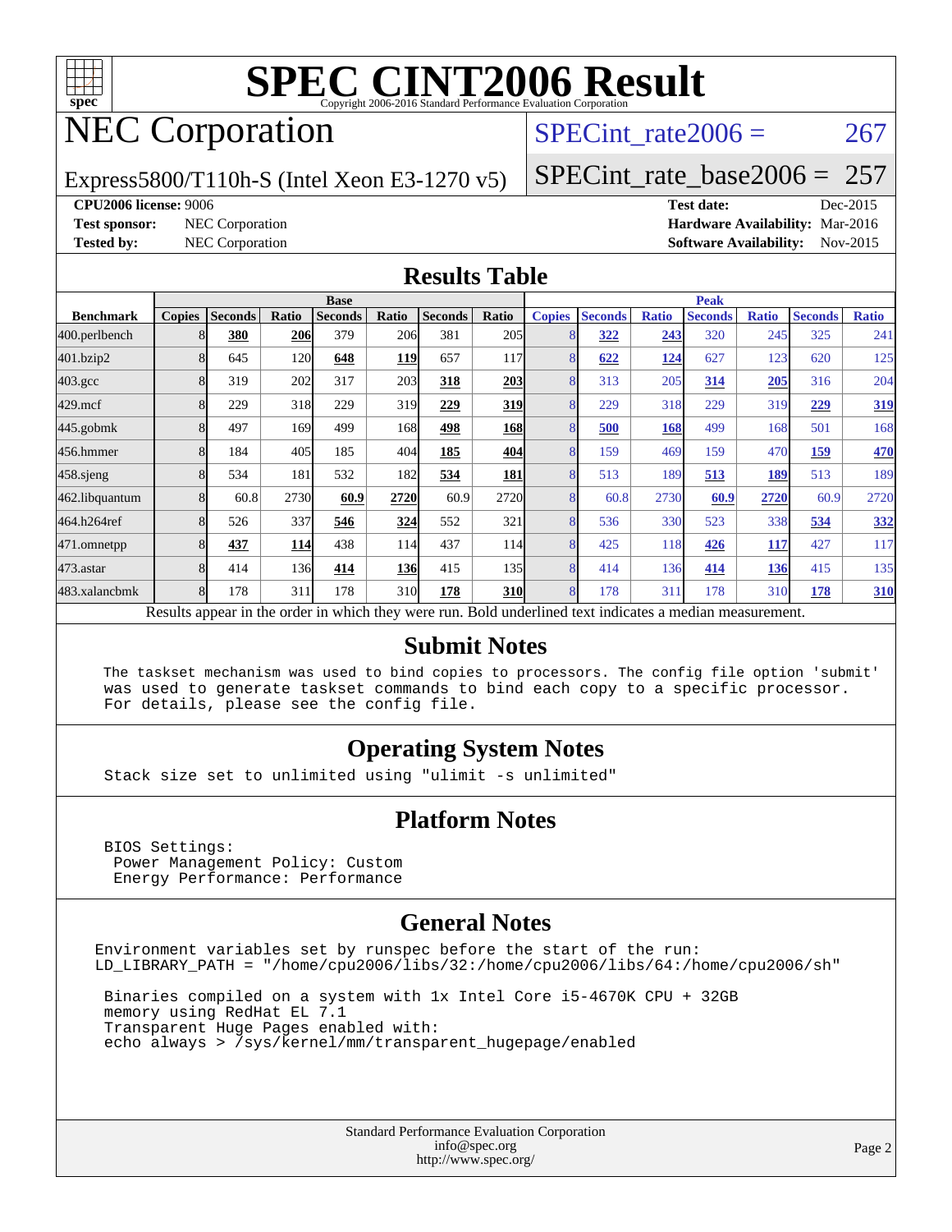# SPEC CINT2006 Result

Copyright 2006-2016 Standard Performance Evaluation Corporation

## NEC Corporation

Express5800/T110h-S (Intel Xeon E3-1270 v5)

SPECint_rate2006 = 267

SPECint_rate_base2006 = 257

**CPU2006 license:** 9006

**Test sponsor:** NEC Corporation

**Tested by:** NEC Corporation

**Test date:** Dec-2015

**Hardware Availability:** Mar-2016

**Software Availability:** Nov-2015

### Results Table

| Benchmark | Base | | | | | | | Peak | | | | | | |
|---|---|---|---|---|---|---|---|---|---|---|---|---|---|---|
| | Copies | Seconds | Ratio | Seconds | Ratio | Seconds | Ratio | Copies | Seconds | Ratio | Seconds | Ratio | Seconds | Ratio |
| 400.perlbench | 8 | **380** | **206** | 379 | 206 | 381 | 205 | 8 | **322** | **243** | 320 | 245 | 325 | 241 |
| 401.bzip2 | 8 | 645 | 120 | **648** | **119** | 657 | 117 | 8 | **622** | **124** | 627 | 123 | 620 | 125 |
| 403.gcc | 8 | 319 | 202 | 317 | 203 | **318** | **203** | 8 | 313 | 205 | **314** | **205** | 316 | 204 |
| 429.mcf | 8 | 229 | 318 | 229 | 319 | **229** | **319** | 8 | 229 | 318 | 229 | 319 | **229** | **319** |
| 445.gobmk | 8 | 497 | 169 | 499 | 168 | **498** | **168** | 8 | **500** | **168** | 499 | 168 | 501 | 168 |
| 456.hmmer | 8 | 184 | 405 | 185 | 404 | **185** | **404** | 8 | 159 | 469 | 159 | 470 | **159** | **470** |
| 458.sjeng | 8 | 534 | 181 | 532 | 182 | **534** | **181** | 8 | 513 | 189 | **513** | **189** | 513 | 189 |
| 462.libquantum | 8 | 60.8 | 2730 | **60.9** | **2720** | 60.9 | 2720 | 8 | 60.8 | 2730 | **60.9** | **2720** | 60.9 | 2720 |
| 464.h264ref | 8 | 526 | 337 | **546** | **324** | 552 | 321 | 8 | 536 | 330 | 523 | 338 | **534** | **332** |
| 471.omnetpp | 8 | **437** | **114** | 438 | 114 | 437 | 114 | 8 | 425 | 118 | **426** | **117** | 427 | 117 |
| 473.astar | 8 | 414 | 136 | **414** | **136** | 415 | 135 | 8 | 414 | 136 | **414** | **136** | 415 | 135 |
| 483.xalancbmk | 8 | 178 | 311 | 178 | 310 | **178** | **310** | 8 | 178 | 311 | 178 | 310 | **178** | **310** |

Results appear in the order in which they were run. Bold underlined text indicates a median measurement.

### Submit Notes

```
The taskset mechanism was used to bind copies to processors. The config file option 'submit'
was used to generate taskset commands to bind each copy to a specific processor.
For details, please see the config file.
```

### Operating System Notes

```
Stack size set to unlimited using "ulimit -s unlimited"
```

### Platform Notes

```
BIOS Settings:
 Power Management Policy: Custom
 Energy Performance: Performance
```

### General Notes

```
Environment variables set by runspec before the start of the run:
LD_LIBRARY_PATH = "/home/cpu2006/libs/32:/home/cpu2006/libs/64:/home/cpu2006/sh"

 Binaries compiled on a system with 1x Intel Core i5-4670K CPU + 32GB
 memory using RedHat EL 7.1
 Transparent Huge Pages enabled with:
 echo always > /sys/kernel/mm/transparent_hugepage/enabled
```

Standard Performance Evaluation Corporation
info@spec.org
http://www.spec.org/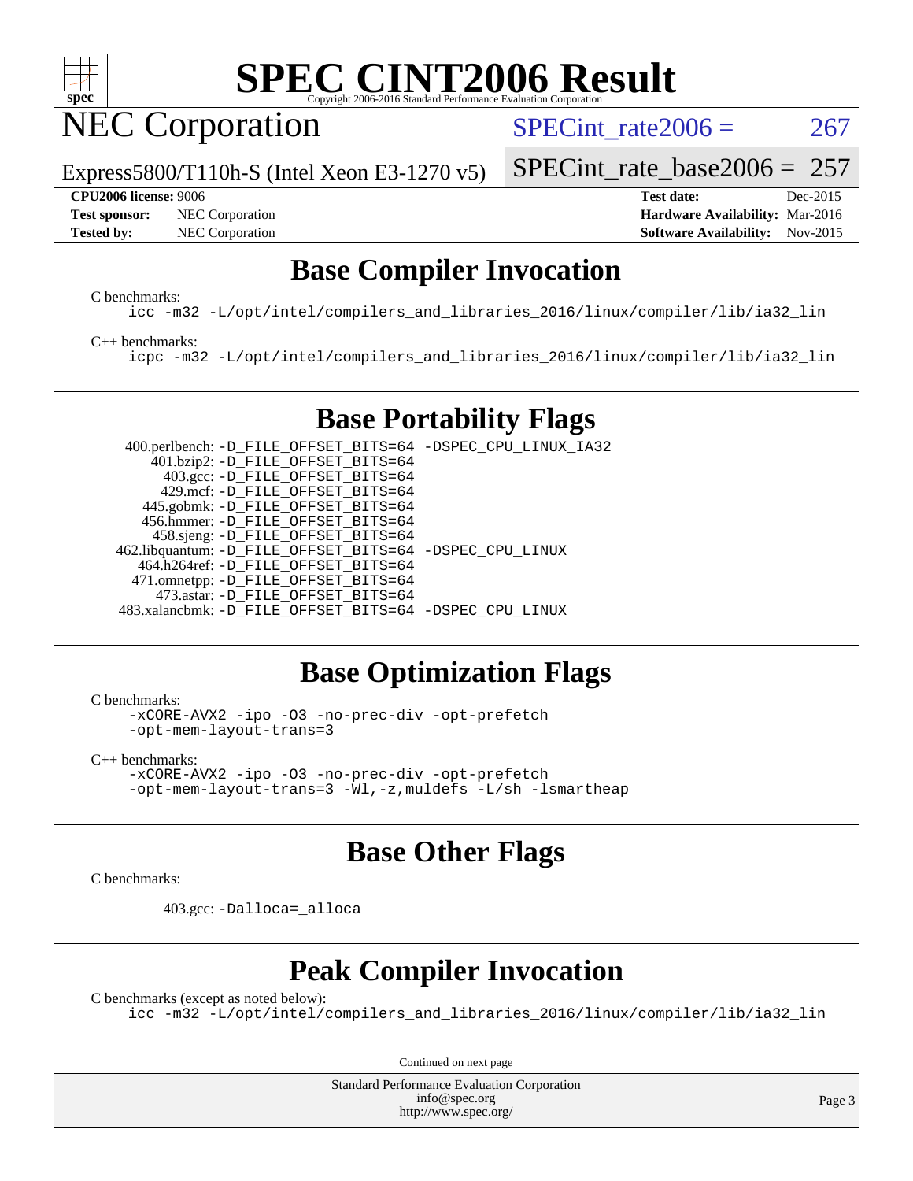# SPEC CINT2006 Result

## NEC Corporation

Express5800/T110h-S (Intel Xeon E3-1270 v5)

SPECint_rate2006 = 267

SPECint_rate_base2006 = 257

**CPU2006 license:** 9006

**Test sponsor:** NEC Corporation

**Tested by:** NEC Corporation

**Test date:** Dec-2015

**Hardware Availability:** Mar-2016

**Software Availability:** Nov-2015

## Base Compiler Invocation

C benchmarks:

```
icc -m32 -L/opt/intel/compilers_and_libraries_2016/linux/compiler/lib/ia32_lin
```

C++ benchmarks:

```
icpc -m32 -L/opt/intel/compilers_and_libraries_2016/linux/compiler/lib/ia32_lin
```

## Base Portability Flags

```
400.perlbench: -D_FILE_OFFSET_BITS=64 -DSPEC_CPU_LINUX_IA32
    401.bzip2: -D_FILE_OFFSET_BITS=64
      403.gcc: -D_FILE_OFFSET_BITS=64
      429.mcf: -D_FILE_OFFSET_BITS=64
    445.gobmk: -D_FILE_OFFSET_BITS=64
   456.hmmer: -D_FILE_OFFSET_BITS=64
    458.sjeng: -D_FILE_OFFSET_BITS=64
462.libquantum: -D_FILE_OFFSET_BITS=64 -DSPEC_CPU_LINUX
  464.h264ref: -D_FILE_OFFSET_BITS=64
  471.omnetpp: -D_FILE_OFFSET_BITS=64
    473.astar: -D_FILE_OFFSET_BITS=64
483.xalancbmk: -D_FILE_OFFSET_BITS=64 -DSPEC_CPU_LINUX
```

## Base Optimization Flags

C benchmarks:

```
-xCORE-AVX2 -ipo -O3 -no-prec-div -opt-prefetch
-opt-mem-layout-trans=3
```

C++ benchmarks:

```
-xCORE-AVX2 -ipo -O3 -no-prec-div -opt-prefetch
-opt-mem-layout-trans=3 -Wl,-z,muldefs -L/sh -lsmartheap
```

## Base Other Flags

C benchmarks:

```
403.gcc: -Dalloca=_alloca
```

## Peak Compiler Invocation

C benchmarks (except as noted below):

```
icc -m32 -L/opt/intel/compilers_and_libraries_2016/linux/compiler/lib/ia32_lin
```

Continued on next page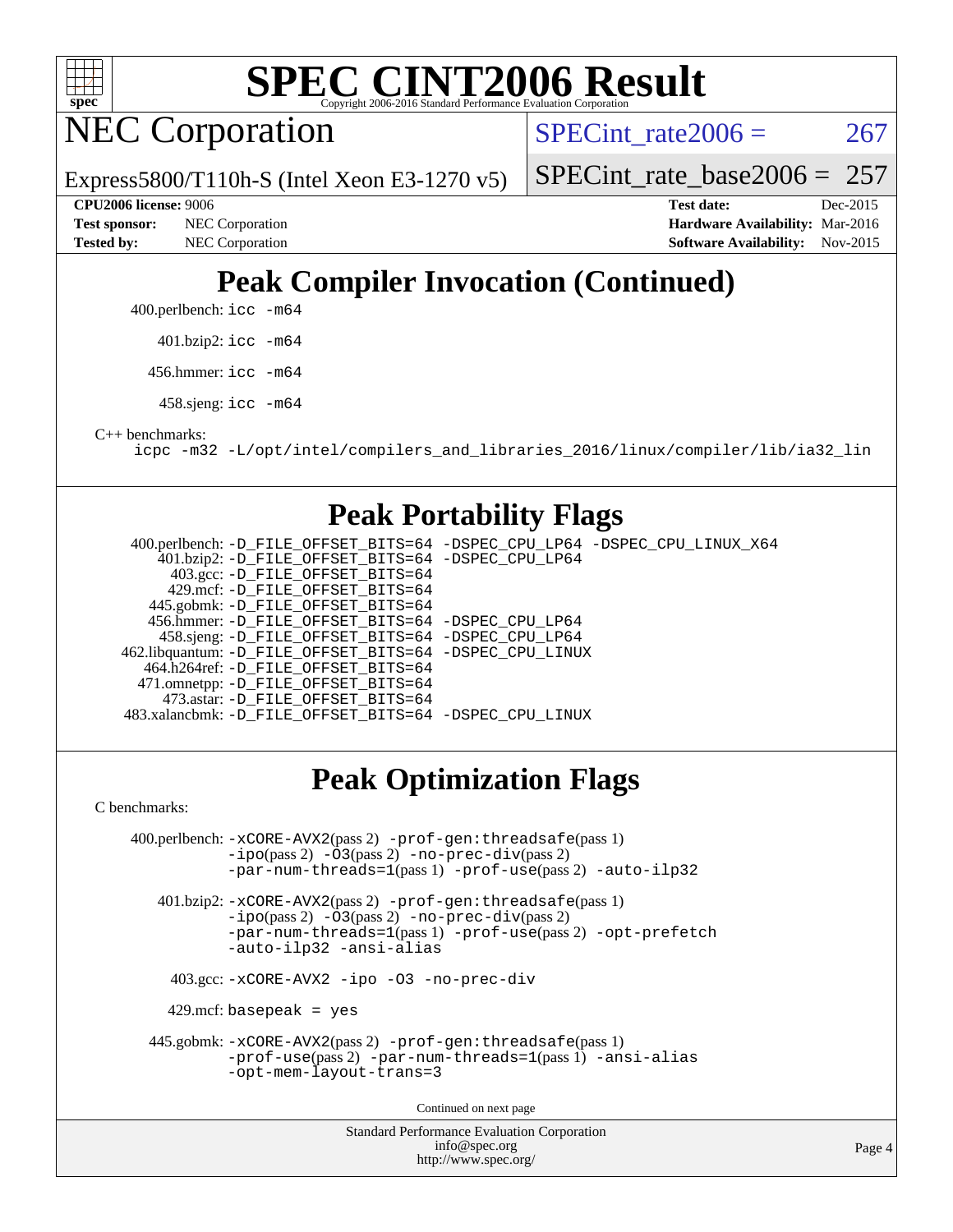# SPEC CINT2006 Result

NEC Corporation

Express5800/T110h-S (Intel Xeon E3-1270 v5)

SPECint_rate2006 = 267

SPECint_rate_base2006 = 257

**CPU2006 license:** 9006
**Test sponsor:** NEC Corporation
**Tested by:** NEC Corporation

**Test date:** Dec-2015
**Hardware Availability:** Mar-2016
**Software Availability:** Nov-2015

## Peak Compiler Invocation (Continued)

400.perlbench: `icc -m64`

401.bzip2: `icc -m64`

456.hmmer: `icc -m64`

458.sjeng: `icc -m64`

C++ benchmarks:
`icpc -m32 -L/opt/intel/compilers_and_libraries_2016/linux/compiler/lib/ia32_lin`

## Peak Portability Flags

400.perlbench: `-D_FILE_OFFSET_BITS=64 -DSPEC_CPU_LP64 -DSPEC_CPU_LINUX_X64`
401.bzip2: `-D_FILE_OFFSET_BITS=64 -DSPEC_CPU_LP64`
403.gcc: `-D_FILE_OFFSET_BITS=64`
429.mcf: `-D_FILE_OFFSET_BITS=64`
445.gobmk: `-D_FILE_OFFSET_BITS=64`
456.hmmer: `-D_FILE_OFFSET_BITS=64 -DSPEC_CPU_LP64`
458.sjeng: `-D_FILE_OFFSET_BITS=64 -DSPEC_CPU_LP64`
462.libquantum: `-D_FILE_OFFSET_BITS=64 -DSPEC_CPU_LINUX`
464.h264ref: `-D_FILE_OFFSET_BITS=64`
471.omnetpp: `-D_FILE_OFFSET_BITS=64`
473.astar: `-D_FILE_OFFSET_BITS=64`
483.xalancbmk: `-D_FILE_OFFSET_BITS=64 -DSPEC_CPU_LINUX`

## Peak Optimization Flags

C benchmarks:

400.perlbench: `-xCORE-AVX2`(pass 2) `-prof-gen:threadsafe`(pass 1) `-ipo`(pass 2) `-O3`(pass 2) `-no-prec-div`(pass 2) `-par-num-threads=1`(pass 1) `-prof-use`(pass 2) `-auto-ilp32`

401.bzip2: `-xCORE-AVX2`(pass 2) `-prof-gen:threadsafe`(pass 1) `-ipo`(pass 2) `-O3`(pass 2) `-no-prec-div`(pass 2) `-par-num-threads=1`(pass 1) `-prof-use`(pass 2) `-opt-prefetch` `-auto-ilp32 -ansi-alias`

403.gcc: `-xCORE-AVX2 -ipo -O3 -no-prec-div`

429.mcf: `basepeak = yes`

445.gobmk: `-xCORE-AVX2`(pass 2) `-prof-gen:threadsafe`(pass 1) `-prof-use`(pass 2) `-par-num-threads=1`(pass 1) `-ansi-alias` `-opt-mem-layout-trans=3`

Continued on next page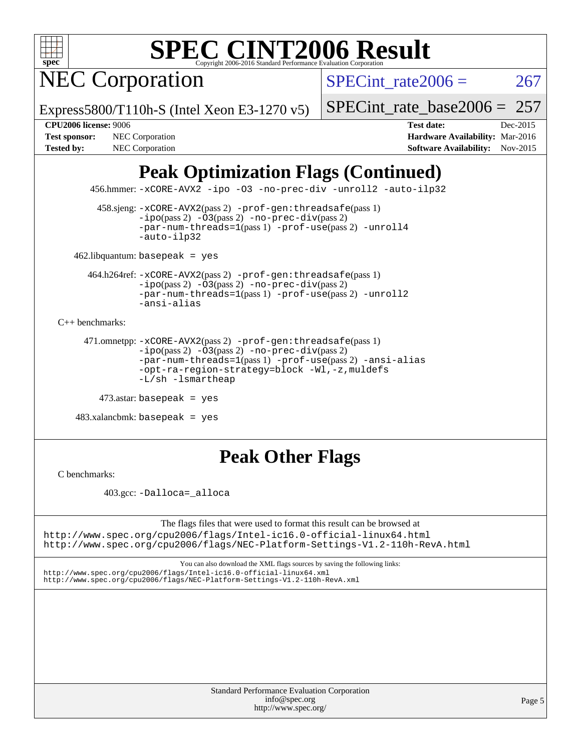# SPEC CINT2006 Result

Copyright 2006-2016 Standard Performance Evaluation Corporation

## NEC Corporation

Express5800/T110h-S (Intel Xeon E3-1270 v5)

SPECint_rate2006 = 267

SPECint_rate_base2006 = 257

**CPU2006 license:** 9006
**Test sponsor:** NEC Corporation
**Tested by:** NEC Corporation

**Test date:** Dec-2015
**Hardware Availability:** Mar-2016
**Software Availability:** Nov-2015

## Peak Optimization Flags (Continued)

456.hmmer: -xCORE-AVX2 -ipo -O3 -no-prec-div -unroll2 -auto-ilp32

458.sjeng: -xCORE-AVX2(pass 2) -prof-gen:threadsafe(pass 1) -ipo(pass 2) -O3(pass 2) -no-prec-div(pass 2) -par-num-threads=1(pass 1) -prof-use(pass 2) -unroll4 -auto-ilp32

462.libquantum: basepeak = yes

464.h264ref: -xCORE-AVX2(pass 2) -prof-gen:threadsafe(pass 1) -ipo(pass 2) -O3(pass 2) -no-prec-div(pass 2) -par-num-threads=1(pass 1) -prof-use(pass 2) -unroll2 -ansi-alias

C++ benchmarks:

471.omnetpp: -xCORE-AVX2(pass 2) -prof-gen:threadsafe(pass 1) -ipo(pass 2) -O3(pass 2) -no-prec-div(pass 2) -par-num-threads=1(pass 1) -prof-use(pass 2) -ansi-alias -opt-ra-region-strategy=block -Wl,-z,muldefs -L/sh -lsmartheap

473.astar: basepeak = yes

483.xalancbmk: basepeak = yes

## Peak Other Flags

C benchmarks:

403.gcc: -Dalloca=_alloca

The flags files that were used to format this result can be browsed at
http://www.spec.org/cpu2006/flags/Intel-ic16.0-official-linux64.html
http://www.spec.org/cpu2006/flags/NEC-Platform-Settings-V1.2-110h-RevA.html

You can also download the XML flags sources by saving the following links:
http://www.spec.org/cpu2006/flags/Intel-ic16.0-official-linux64.xml
http://www.spec.org/cpu2006/flags/NEC-Platform-Settings-V1.2-110h-RevA.xml

Standard Performance Evaluation Corporation
info@spec.org
http://www.spec.org/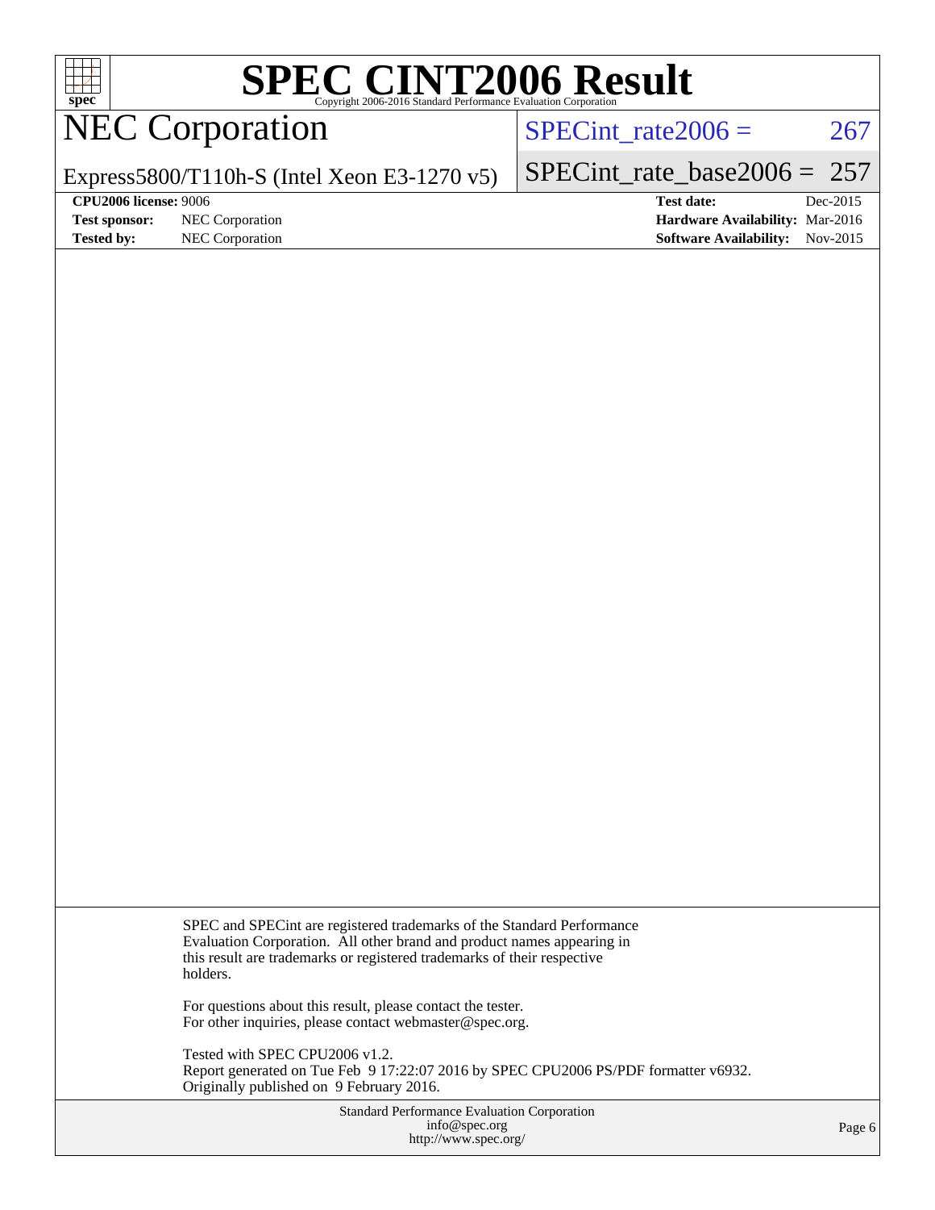# SPEC CINT2006 Result

Copyright 2006-2016 Standard Performance Evaluation Corporation

## NEC Corporation

Express5800/T110h-S (Intel Xeon E3-1270 v5)

SPECint_rate2006 = 267

SPECint_rate_base2006 = 257

**CPU2006 license:** 9006

**Test sponsor:** NEC Corporation

**Tested by:** NEC Corporation

**Test date:** Dec-2015

**Hardware Availability:** Mar-2016

**Software Availability:** Nov-2015

SPEC and SPECint are registered trademarks of the Standard Performance Evaluation Corporation. All other brand and product names appearing in this result are trademarks or registered trademarks of their respective holders.

For questions about this result, please contact the tester.
For other inquiries, please contact webmaster@spec.org.

Tested with SPEC CPU2006 v1.2.
Report generated on Tue Feb 9 17:22:07 2016 by SPEC CPU2006 PS/PDF formatter v6932.
Originally published on 9 February 2016.

Standard Performance Evaluation Corporation
info@spec.org
http://www.spec.org/